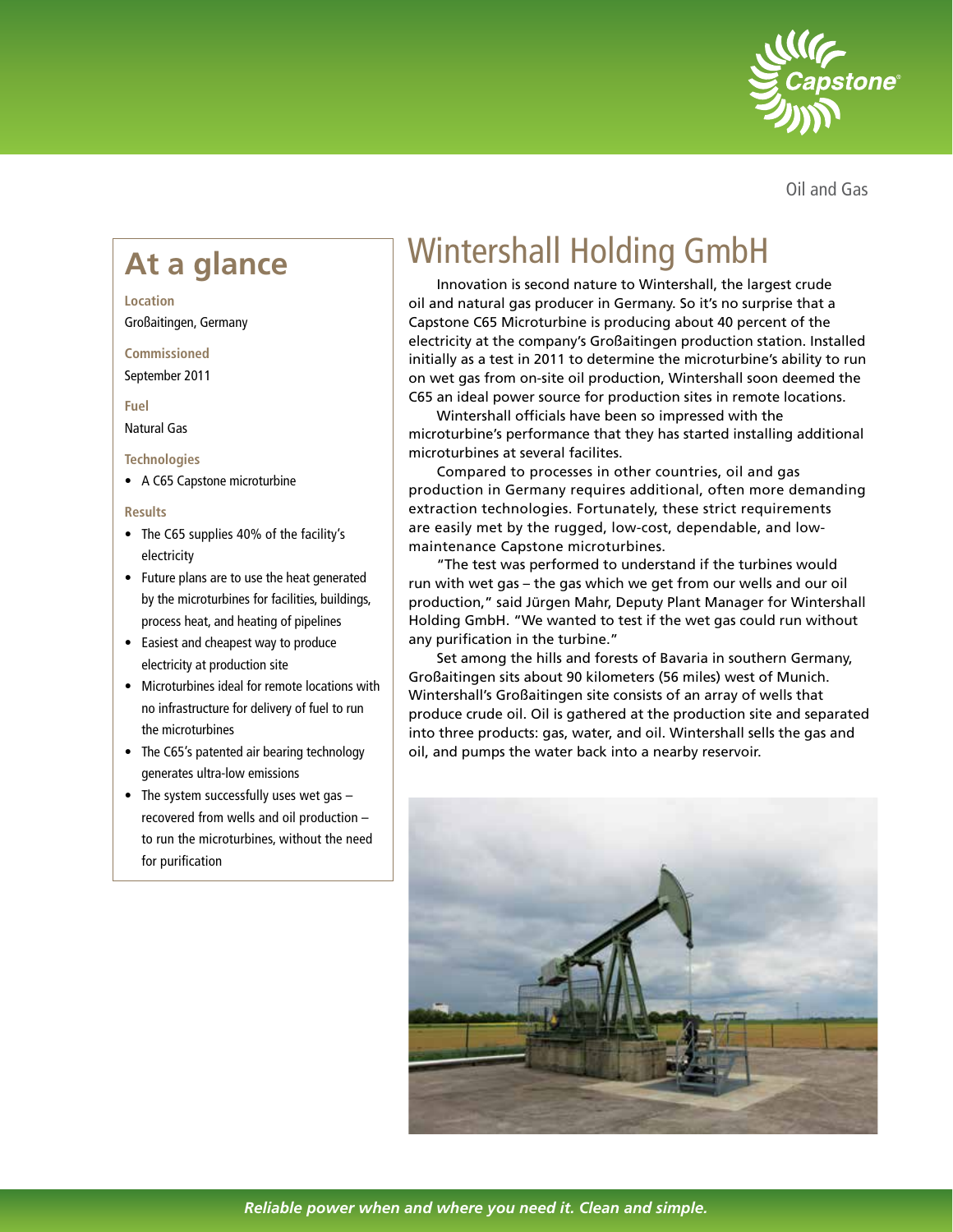Oil and Gas

## At a glance

**Location**
Großaitingen, Germany

**Commissioned**
September 2011

**Fuel**
Natural Gas

**Technologies**

- A C65 Capstone microturbine

**Results**

- The C65 supplies 40% of the facility's electricity
- Future plans are to use the heat generated by the microturbines for facilities, buildings, process heat, and heating of pipelines
- Easiest and cheapest way to produce electricity at production site
- Microturbines ideal for remote locations with no infrastructure for delivery of fuel to run the microturbines
- The C65's patented air bearing technology generates ultra-low emissions
- The system successfully uses wet gas – recovered from wells and oil production – to run the microturbines, without the need for purification

# Wintershall Holding GmbH

Innovation is second nature to Wintershall, the largest crude oil and natural gas producer in Germany. So it's no surprise that a Capstone C65 Microturbine is producing about 40 percent of the electricity at the company's Großaitingen production station. Installed initially as a test in 2011 to determine the microturbine's ability to run on wet gas from on-site oil production, Wintershall soon deemed the C65 an ideal power source for production sites in remote locations.

Wintershall officials have been so impressed with the microturbine's performance that they has started installing additional microturbines at several facilites.

Compared to processes in other countries, oil and gas production in Germany requires additional, often more demanding extraction technologies. Fortunately, these strict requirements are easily met by the rugged, low-cost, dependable, and low-maintenance Capstone microturbines.

"The test was performed to understand if the turbines would run with wet gas – the gas which we get from our wells and our oil production," said Jürgen Mahr, Deputy Plant Manager for Wintershall Holding GmbH. "We wanted to test if the wet gas could run without any purification in the turbine."

Set among the hills and forests of Bavaria in southern Germany, Großaitingen sits about 90 kilometers (56 miles) west of Munich. Wintershall's Großaitingen site consists of an array of wells that produce crude oil. Oil is gathered at the production site and separated into three products: gas, water, and oil. Wintershall sells the gas and oil, and pumps the water back into a nearby reservoir.

*Reliable power when and where you need it. Clean and simple.*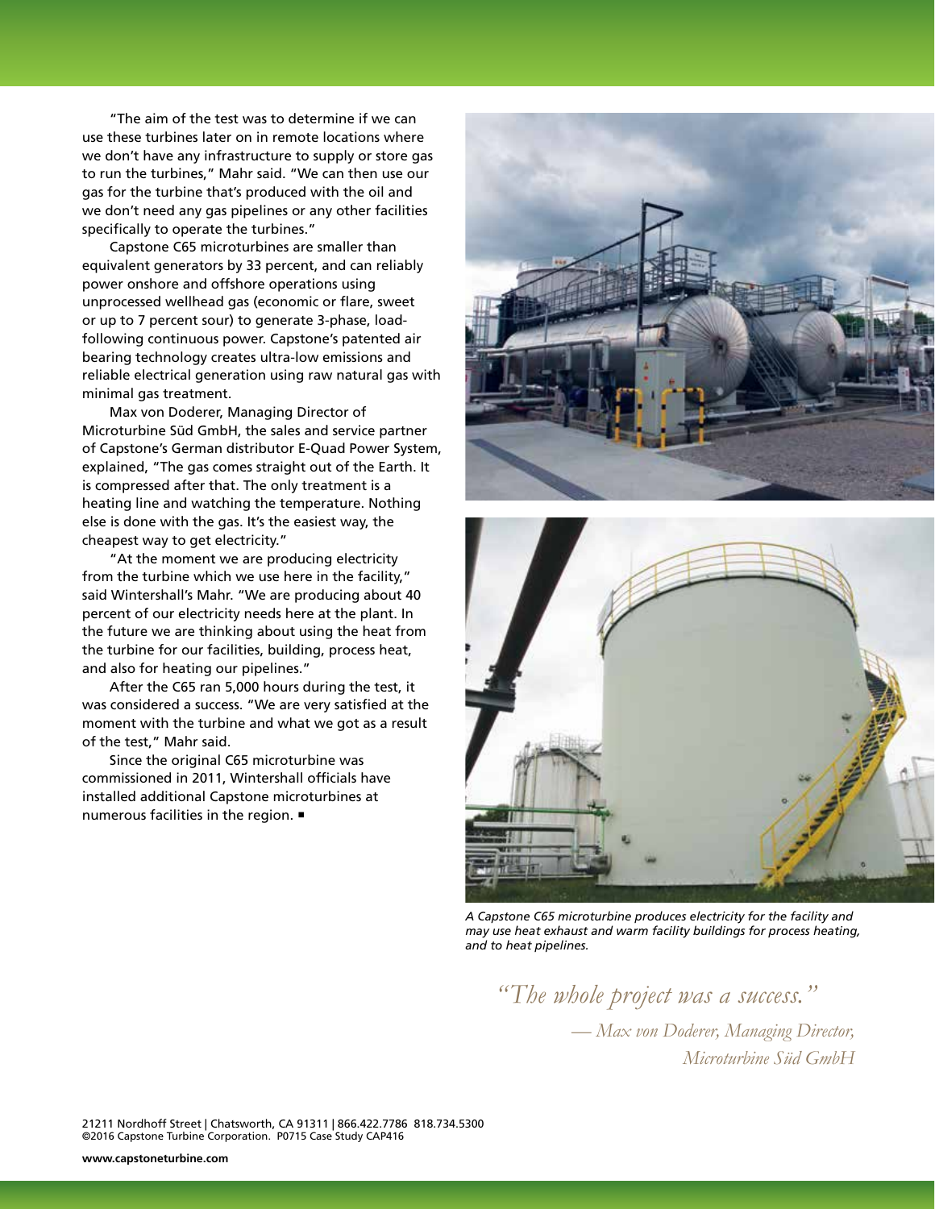"The aim of the test was to determine if we can use these turbines later on in remote locations where we don't have any infrastructure to supply or store gas to run the turbines," Mahr said. "We can then use our gas for the turbine that's produced with the oil and we don't need any gas pipelines or any other facilities specifically to operate the turbines."

Capstone C65 microturbines are smaller than equivalent generators by 33 percent, and can reliably power onshore and offshore operations using unprocessed wellhead gas (economic or flare, sweet or up to 7 percent sour) to generate 3-phase, load-following continuous power. Capstone's patented air bearing technology creates ultra-low emissions and reliable electrical generation using raw natural gas with minimal gas treatment.

Max von Doderer, Managing Director of Microturbine Süd GmbH, the sales and service partner of Capstone's German distributor E-Quad Power System, explained, "The gas comes straight out of the Earth. It is compressed after that. The only treatment is a heating line and watching the temperature. Nothing else is done with the gas. It's the easiest way, the cheapest way to get electricity."

"At the moment we are producing electricity from the turbine which we use here in the facility," said Wintershall's Mahr. "We are producing about 40 percent of our electricity needs here at the plant. In the future we are thinking about using the heat from the turbine for our facilities, building, process heat, and also for heating our pipelines."

After the C65 ran 5,000 hours during the test, it was considered a success. "We are very satisfied at the moment with the turbine and what we got as a result of the test," Mahr said.

Since the original C65 microturbine was commissioned in 2011, Wintershall officials have installed additional Capstone microturbines at numerous facilities in the region. ■

*A Capstone C65 microturbine produces electricity for the facility and may use heat exhaust and warm facility buildings for process heating, and to heat pipelines.*

*"The whole project was a success."*

*— Max von Doderer, Managing Director, Microturbine Süd GmbH*

21211 Nordhoff Street | Chatsworth, CA 91311 | 866.422.7786 818.734.5300
©2016 Capstone Turbine Corporation. P0715 Case Study CAP416

**www.capstoneturbine.com**